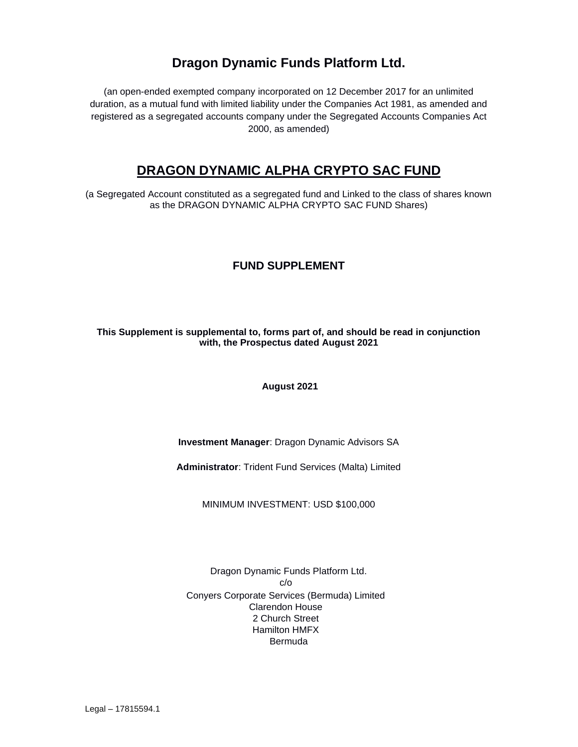# Dragon Dynamic Funds Platform Ltd.

(an open-ended exempted company incorporated on 12 December 2017 for an unlimited duration, as a mutual fund with limited liability under the Companies Act 1981, as amended and registered as a segregated accounts company under the Segregated Accounts Companies Act 2000, as amended)

## DRAGON DYNAMIC ALPHA CRYPTO SAC FUND

(a Segregated Account constituted as a segregated fund and Linked to the class of shares known as the DRAGON DYNAMIC ALPHA CRYPTO SAC FUND Shares)

### FUND SUPPLEMENT

**This Supplement is supplemental to, forms part of, and should be read in conjunction with, the Prospectus dated August 2021**

**August 2021**

**Investment Manager**: Dragon Dynamic Advisors SA

**Administrator**: Trident Fund Services (Malta) Limited

MINIMUM INVESTMENT: USD $100,000

Dragon Dynamic Funds Platform Ltd.
c/o
Conyers Corporate Services (Bermuda) Limited
Clarendon House
2 Church Street
Hamilton HMFX
Bermuda

Legal – 17815594.1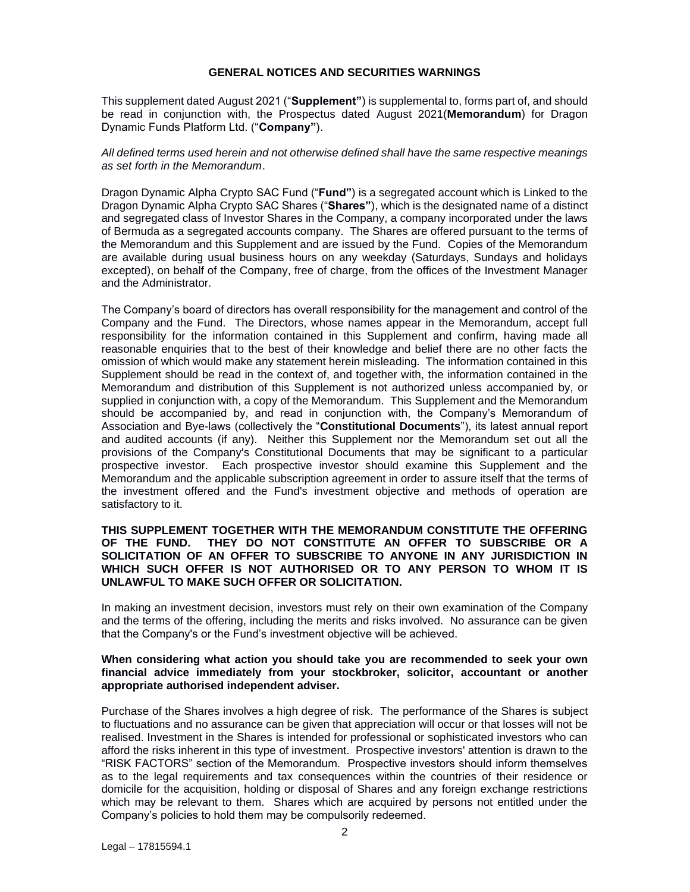## GENERAL NOTICES AND SECURITIES WARNINGS

This supplement dated August 2021 ("**Supplement"**) is supplemental to, forms part of, and should be read in conjunction with, the Prospectus dated August 2021(**Memorandum**) for Dragon Dynamic Funds Platform Ltd. ("**Company"**).

*All defined terms used herein and not otherwise defined shall have the same respective meanings as set forth in the Memorandum*.

Dragon Dynamic Alpha Crypto SAC Fund ("**Fund"**) is a segregated account which is Linked to the Dragon Dynamic Alpha Crypto SAC Shares ("**Shares"**), which is the designated name of a distinct and segregated class of Investor Shares in the Company, a company incorporated under the laws of Bermuda as a segregated accounts company. The Shares are offered pursuant to the terms of the Memorandum and this Supplement and are issued by the Fund. Copies of the Memorandum are available during usual business hours on any weekday (Saturdays, Sundays and holidays excepted), on behalf of the Company, free of charge, from the offices of the Investment Manager and the Administrator.

The Company's board of directors has overall responsibility for the management and control of the Company and the Fund. The Directors, whose names appear in the Memorandum, accept full responsibility for the information contained in this Supplement and confirm, having made all reasonable enquiries that to the best of their knowledge and belief there are no other facts the omission of which would make any statement herein misleading. The information contained in this Supplement should be read in the context of, and together with, the information contained in the Memorandum and distribution of this Supplement is not authorized unless accompanied by, or supplied in conjunction with, a copy of the Memorandum. This Supplement and the Memorandum should be accompanied by, and read in conjunction with, the Company's Memorandum of Association and Bye-laws (collectively the "**Constitutional Documents**"), its latest annual report and audited accounts (if any). Neither this Supplement nor the Memorandum set out all the provisions of the Company's Constitutional Documents that may be significant to a particular prospective investor. Each prospective investor should examine this Supplement and the Memorandum and the applicable subscription agreement in order to assure itself that the terms of the investment offered and the Fund's investment objective and methods of operation are satisfactory to it.

**THIS SUPPLEMENT TOGETHER WITH THE MEMORANDUM CONSTITUTE THE OFFERING OF THE FUND. THEY DO NOT CONSTITUTE AN OFFER TO SUBSCRIBE OR A SOLICITATION OF AN OFFER TO SUBSCRIBE TO ANYONE IN ANY JURISDICTION IN WHICH SUCH OFFER IS NOT AUTHORISED OR TO ANY PERSON TO WHOM IT IS UNLAWFUL TO MAKE SUCH OFFER OR SOLICITATION.**

In making an investment decision, investors must rely on their own examination of the Company and the terms of the offering, including the merits and risks involved. No assurance can be given that the Company's or the Fund's investment objective will be achieved.

**When considering what action you should take you are recommended to seek your own financial advice immediately from your stockbroker, solicitor, accountant or another appropriate authorised independent adviser.**

Purchase of the Shares involves a high degree of risk. The performance of the Shares is subject to fluctuations and no assurance can be given that appreciation will occur or that losses will not be realised. Investment in the Shares is intended for professional or sophisticated investors who can afford the risks inherent in this type of investment. Prospective investors' attention is drawn to the "RISK FACTORS" section of the Memorandum. Prospective investors should inform themselves as to the legal requirements and tax consequences within the countries of their residence or domicile for the acquisition, holding or disposal of Shares and any foreign exchange restrictions which may be relevant to them. Shares which are acquired by persons not entitled under the Company's policies to hold them may be compulsorily redeemed.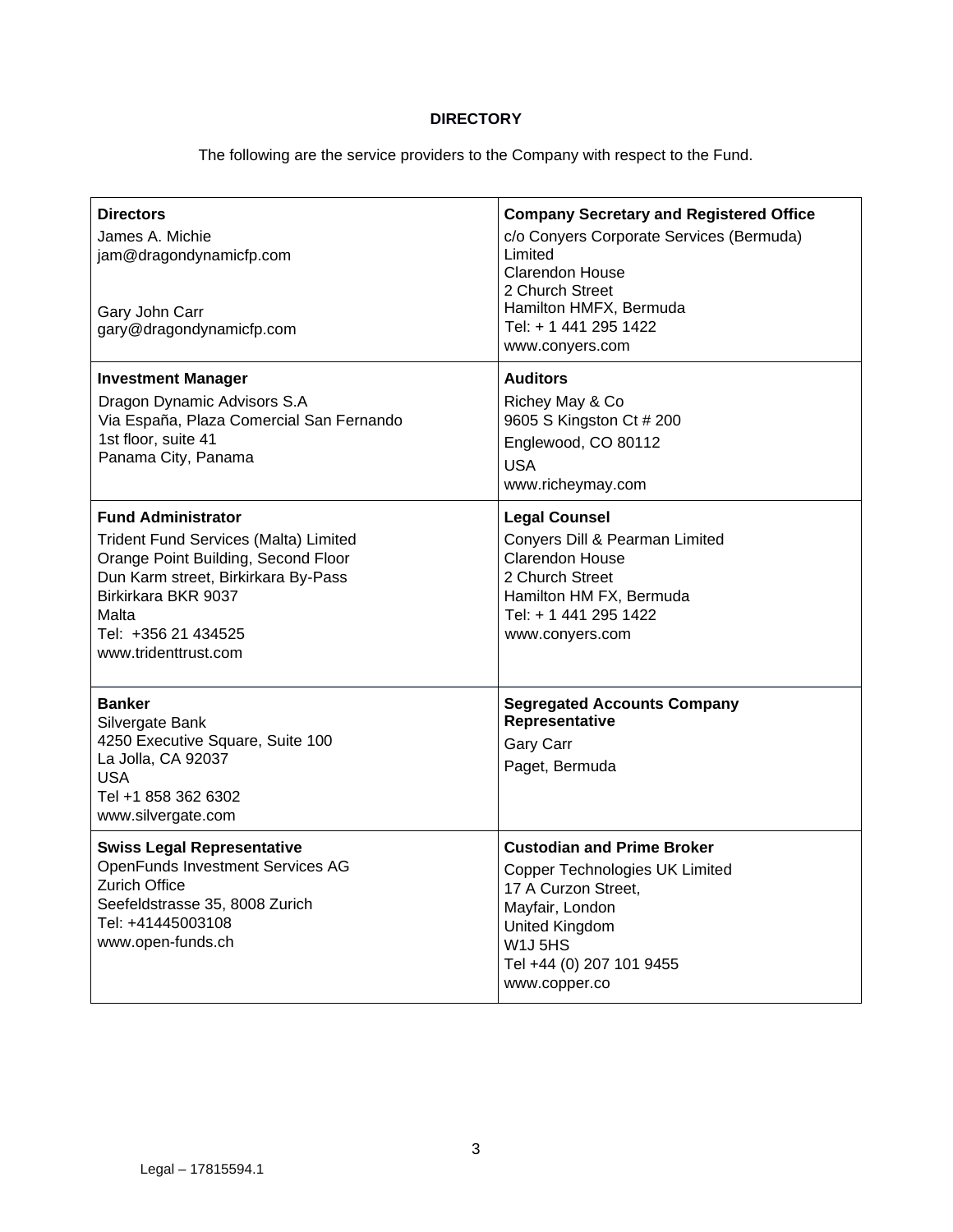**DIRECTORY**

The following are the service providers to the Company with respect to the Fund.

| **Directors**<br>James A. Michie<br>jam@dragondynamicfp.com<br><br>Gary John Carr<br>gary@dragondynamicfp.com | **Company Secretary and Registered Office**<br>c/o Conyers Corporate Services (Bermuda) Limited<br>Clarendon House<br>2 Church Street<br>Hamilton HMFX, Bermuda<br>Tel: + 1 441 295 1422<br>www.conyers.com |
|---|---|
| **Investment Manager**<br>Dragon Dynamic Advisors S.A<br>Via España, Plaza Comercial San Fernando<br>1st floor, suite 41<br>Panama City, Panama | **Auditors**<br>Richey May & Co<br>9605 S Kingston Ct # 200<br>Englewood, CO 80112<br>USA<br>www.richeymay.com |
| **Fund Administrator**<br>Trident Fund Services (Malta) Limited<br>Orange Point Building, Second Floor<br>Dun Karm street, Birkirkara By-Pass<br>Birkirkara BKR 9037<br>Malta<br>Tel: +356 21 434525<br>www.tridenttrust.com | **Legal Counsel**<br>Conyers Dill & Pearman Limited<br>Clarendon House<br>2 Church Street<br>Hamilton HM FX, Bermuda<br>Tel: + 1 441 295 1422<br>www.conyers.com |
| **Banker**<br>Silvergate Bank<br>4250 Executive Square, Suite 100<br>La Jolla, CA 92037<br>USA<br>Tel +1 858 362 6302<br>www.silvergate.com | **Segregated Accounts Company Representative**<br>Gary Carr<br>Paget, Bermuda |
| **Swiss Legal Representative**<br>OpenFunds Investment Services AG<br>Zurich Office<br>Seefeldstrasse 35, 8008 Zurich<br>Tel: +41445003108<br>www.open-funds.ch | **Custodian and Prime Broker**<br>Copper Technologies UK Limited<br>17 A Curzon Street,<br>Mayfair, London<br>United Kingdom<br>W1J 5HS<br>Tel +44 (0) 207 101 9455<br>www.copper.co |

Legal – 17815594.1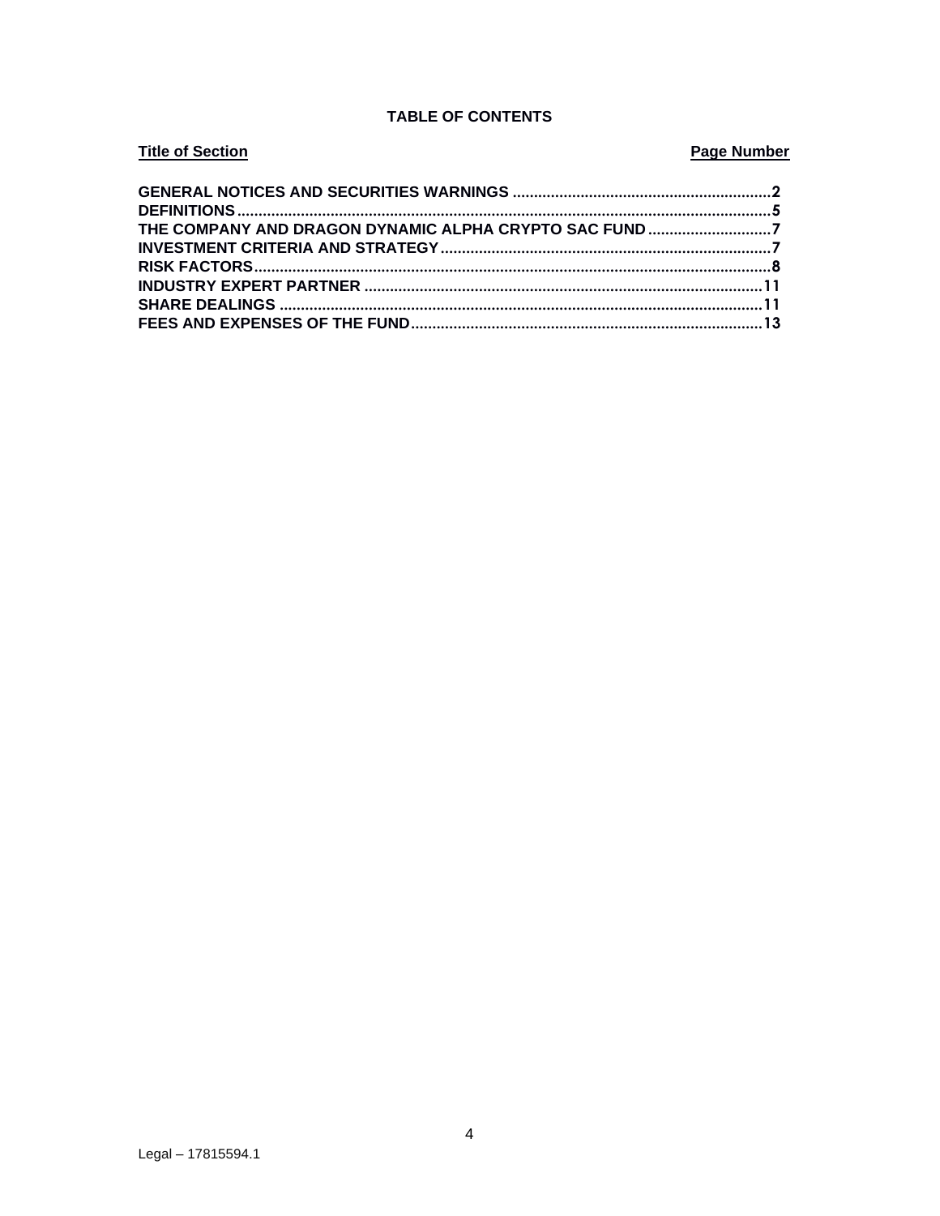**TABLE OF CONTENTS**

| Title of Section | Page Number |
| --- | --- |
| GENERAL NOTICES AND SECURITIES WARNINGS | 2 |
| DEFINITIONS | 5 |
| THE COMPANY AND DRAGON DYNAMIC ALPHA CRYPTO SAC FUND | 7 |
| INVESTMENT CRITERIA AND STRATEGY | 7 |
| RISK FACTORS | 8 |
| INDUSTRY EXPERT PARTNER | 11 |
| SHARE DEALINGS | 11 |
| FEES AND EXPENSES OF THE FUND | 13 |

Legal – 17815594.1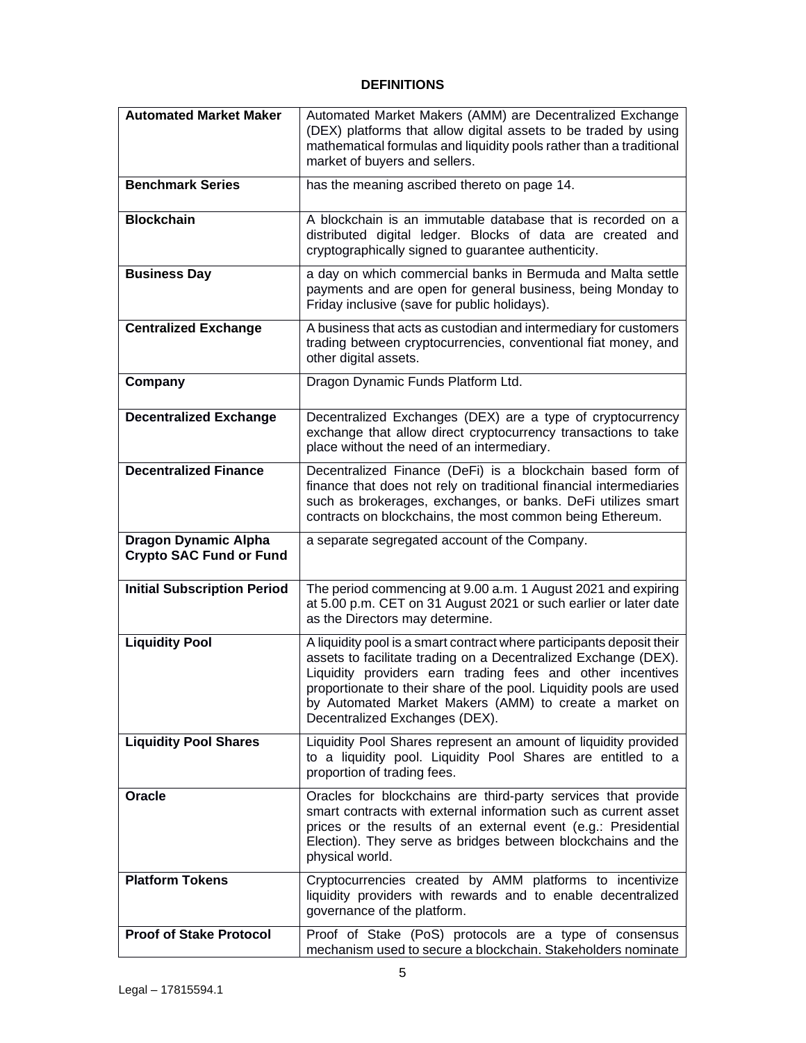## DEFINITIONS

| | |
|---|---|
| **Automated Market Maker** | Automated Market Makers (AMM) are Decentralized Exchange (DEX) platforms that allow digital assets to be traded by using mathematical formulas and liquidity pools rather than a traditional market of buyers and sellers. |
| **Benchmark Series** | has the meaning ascribed thereto on page 14. |
| **Blockchain** | A blockchain is an immutable database that is recorded on a distributed digital ledger. Blocks of data are created and cryptographically signed to guarantee authenticity. |
| **Business Day** | a day on which commercial banks in Bermuda and Malta settle payments and are open for general business, being Monday to Friday inclusive (save for public holidays). |
| **Centralized Exchange** | A business that acts as custodian and intermediary for customers trading between cryptocurrencies, conventional fiat money, and other digital assets. |
| **Company** | Dragon Dynamic Funds Platform Ltd. |
| **Decentralized Exchange** | Decentralized Exchanges (DEX) are a type of cryptocurrency exchange that allow direct cryptocurrency transactions to take place without the need of an intermediary. |
| **Decentralized Finance** | Decentralized Finance (DeFi) is a blockchain based form of finance that does not rely on traditional financial intermediaries such as brokerages, exchanges, or banks. DeFi utilizes smart contracts on blockchains, the most common being Ethereum. |
| **Dragon Dynamic Alpha Crypto SAC Fund or Fund** | a separate segregated account of the Company. |
| **Initial Subscription Period** | The period commencing at 9.00 a.m. 1 August 2021 and expiring at 5.00 p.m. CET on 31 August 2021 or such earlier or later date as the Directors may determine. |
| **Liquidity Pool** | A liquidity pool is a smart contract where participants deposit their assets to facilitate trading on a Decentralized Exchange (DEX). Liquidity providers earn trading fees and other incentives proportionate to their share of the pool. Liquidity pools are used by Automated Market Makers (AMM) to create a market on Decentralized Exchanges (DEX). |
| **Liquidity Pool Shares** | Liquidity Pool Shares represent an amount of liquidity provided to a liquidity pool. Liquidity Pool Shares are entitled to a proportion of trading fees. |
| **Oracle** | Oracles for blockchains are third-party services that provide smart contracts with external information such as current asset prices or the results of an external event (e.g.: Presidential Election). They serve as bridges between blockchains and the physical world. |
| **Platform Tokens** | Cryptocurrencies created by AMM platforms to incentivize liquidity providers with rewards and to enable decentralized governance of the platform. |
| **Proof of Stake Protocol** | Proof of Stake (PoS) protocols are a type of consensus mechanism used to secure a blockchain. Stakeholders nominate |

Legal – 17815594.1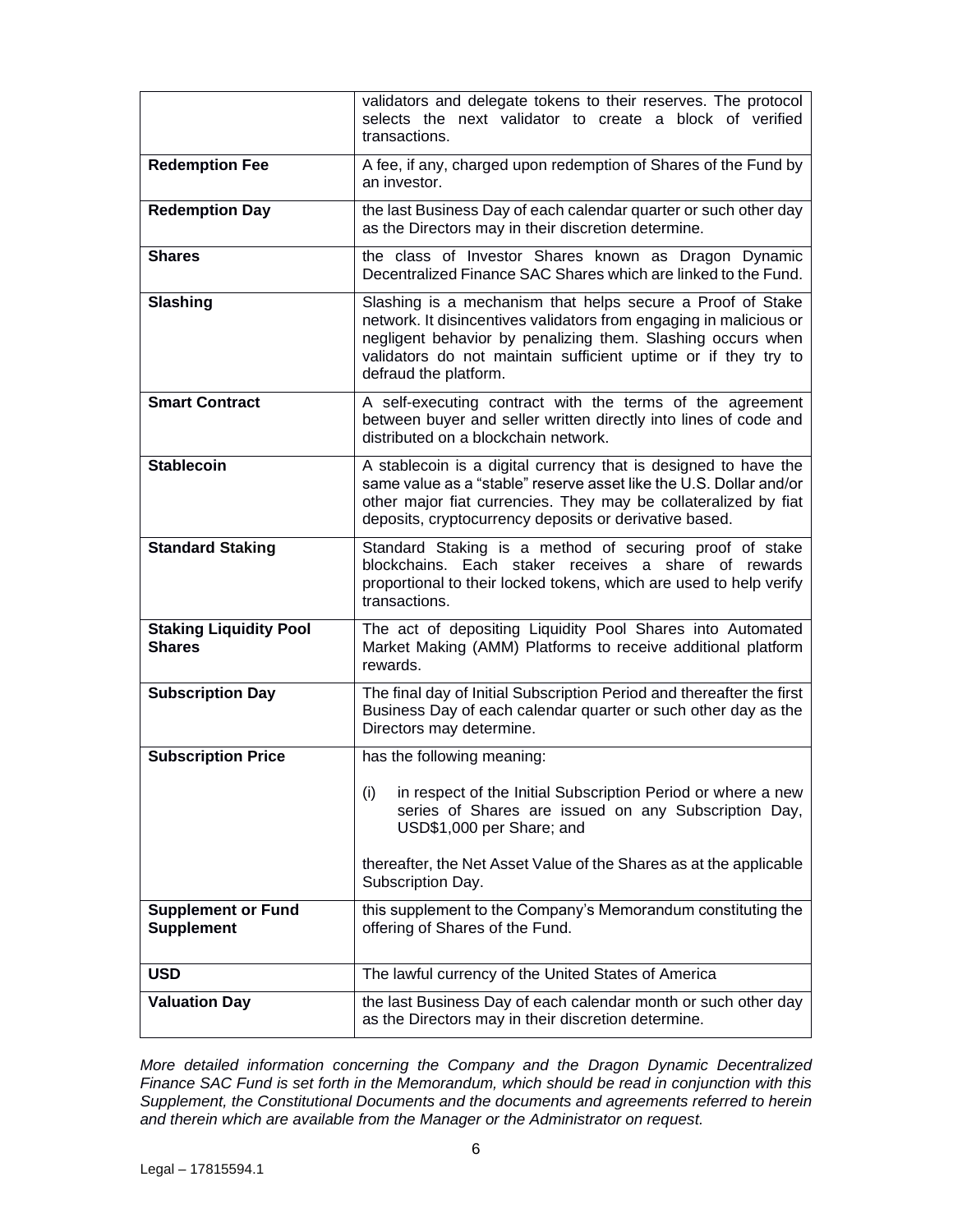| | |
|---|---|
| | validators and delegate tokens to their reserves. The protocol selects the next validator to create a block of verified transactions. |
| **Redemption Fee** | A fee, if any, charged upon redemption of Shares of the Fund by an investor. |
| **Redemption Day** | the last Business Day of each calendar quarter or such other day as the Directors may in their discretion determine. |
| **Shares** | the class of Investor Shares known as Dragon Dynamic Decentralized Finance SAC Shares which are linked to the Fund. |
| **Slashing** | Slashing is a mechanism that helps secure a Proof of Stake network. It disincentives validators from engaging in malicious or negligent behavior by penalizing them. Slashing occurs when validators do not maintain sufficient uptime or if they try to defraud the platform. |
| **Smart Contract** | A self-executing contract with the terms of the agreement between buyer and seller written directly into lines of code and distributed on a blockchain network. |
| **Stablecoin** | A stablecoin is a digital currency that is designed to have the same value as a "stable" reserve asset like the U.S. Dollar and/or other major fiat currencies. They may be collateralized by fiat deposits, cryptocurrency deposits or derivative based. |
| **Standard Staking** | Standard Staking is a method of securing proof of stake blockchains. Each staker receives a share of rewards proportional to their locked tokens, which are used to help verify transactions. |
| **Staking Liquidity Pool Shares** | The act of depositing Liquidity Pool Shares into Automated Market Making (AMM) Platforms to receive additional platform rewards. |
| **Subscription Day** | The final day of Initial Subscription Period and thereafter the first Business Day of each calendar quarter or such other day as the Directors may determine. |
| **Subscription Price** | has the following meaning:<br><br>(i) in respect of the Initial Subscription Period or where a new series of Shares are issued on any Subscription Day, USD$1,000 per Share; and<br><br>thereafter, the Net Asset Value of the Shares as at the applicable Subscription Day. |
| **Supplement or Fund Supplement** | this supplement to the Company's Memorandum constituting the offering of Shares of the Fund. |
| **USD** | The lawful currency of the United States of America |
| **Valuation Day** | the last Business Day of each calendar month or such other day as the Directors may in their discretion determine. |

*More detailed information concerning the Company and the Dragon Dynamic Decentralized Finance SAC Fund is set forth in the Memorandum, which should be read in conjunction with this Supplement, the Constitutional Documents and the documents and agreements referred to herein and therein which are available from the Manager or the Administrator on request.*

Legal – 17815594.1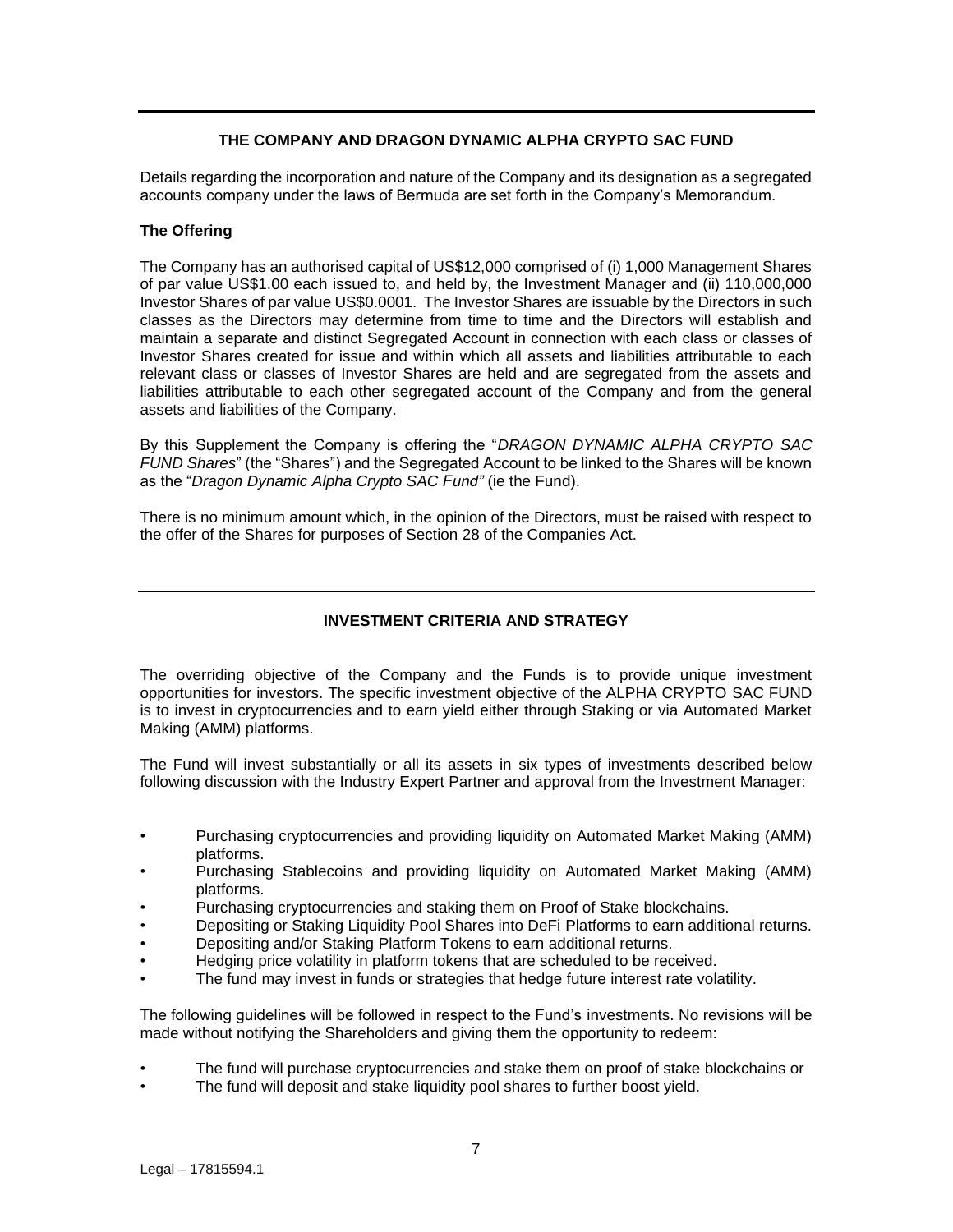## THE COMPANY AND DRAGON DYNAMIC ALPHA CRYPTO SAC FUND

Details regarding the incorporation and nature of the Company and its designation as a segregated accounts company under the laws of Bermuda are set forth in the Company's Memorandum.

### The Offering

The Company has an authorised capital of US$12,000 comprised of (i) 1,000 Management Shares of par value US$1.00 each issued to, and held by, the Investment Manager and (ii) 110,000,000 Investor Shares of par value US$0.0001. The Investor Shares are issuable by the Directors in such classes as the Directors may determine from time to time and the Directors will establish and maintain a separate and distinct Segregated Account in connection with each class or classes of Investor Shares created for issue and within which all assets and liabilities attributable to each relevant class or classes of Investor Shares are held and are segregated from the assets and liabilities attributable to each other segregated account of the Company and from the general assets and liabilities of the Company.

By this Supplement the Company is offering the "*DRAGON DYNAMIC ALPHA CRYPTO SAC FUND Shares*" (the "Shares") and the Segregated Account to be linked to the Shares will be known as the "*Dragon Dynamic Alpha Crypto SAC Fund"* (ie the Fund).

There is no minimum amount which, in the opinion of the Directors, must be raised with respect to the offer of the Shares for purposes of Section 28 of the Companies Act.

## INVESTMENT CRITERIA AND STRATEGY

The overriding objective of the Company and the Funds is to provide unique investment opportunities for investors. The specific investment objective of the ALPHA CRYPTO SAC FUND is to invest in cryptocurrencies and to earn yield either through Staking or via Automated Market Making (AMM) platforms.

The Fund will invest substantially or all its assets in six types of investments described below following discussion with the Industry Expert Partner and approval from the Investment Manager:

- Purchasing cryptocurrencies and providing liquidity on Automated Market Making (AMM) platforms.
- Purchasing Stablecoins and providing liquidity on Automated Market Making (AMM) platforms.
- Purchasing cryptocurrencies and staking them on Proof of Stake blockchains.
- Depositing or Staking Liquidity Pool Shares into DeFi Platforms to earn additional returns.
- Depositing and/or Staking Platform Tokens to earn additional returns.
- Hedging price volatility in platform tokens that are scheduled to be received.
- The fund may invest in funds or strategies that hedge future interest rate volatility.

The following guidelines will be followed in respect to the Fund's investments. No revisions will be made without notifying the Shareholders and giving them the opportunity to redeem:

- The fund will purchase cryptocurrencies and stake them on proof of stake blockchains or
- The fund will deposit and stake liquidity pool shares to further boost yield.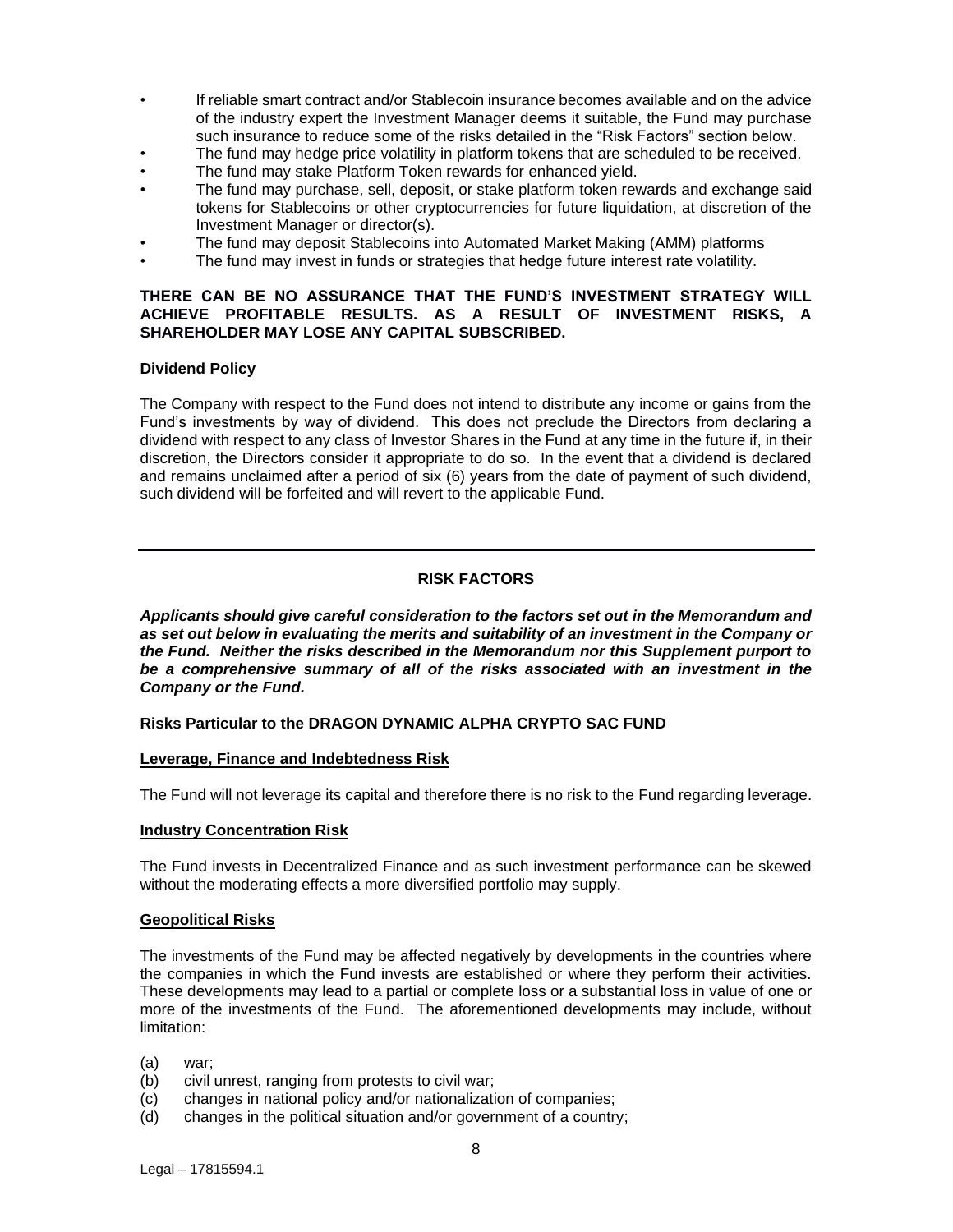- If reliable smart contract and/or Stablecoin insurance becomes available and on the advice of the industry expert the Investment Manager deems it suitable, the Fund may purchase such insurance to reduce some of the risks detailed in the "Risk Factors" section below.
- The fund may hedge price volatility in platform tokens that are scheduled to be received.
- The fund may stake Platform Token rewards for enhanced yield.
- The fund may purchase, sell, deposit, or stake platform token rewards and exchange said tokens for Stablecoins or other cryptocurrencies for future liquidation, at discretion of the Investment Manager or director(s).
- The fund may deposit Stablecoins into Automated Market Making (AMM) platforms
- The fund may invest in funds or strategies that hedge future interest rate volatility.

**THERE CAN BE NO ASSURANCE THAT THE FUND'S INVESTMENT STRATEGY WILL ACHIEVE PROFITABLE RESULTS. AS A RESULT OF INVESTMENT RISKS, A SHAREHOLDER MAY LOSE ANY CAPITAL SUBSCRIBED.**

**Dividend Policy**

The Company with respect to the Fund does not intend to distribute any income or gains from the Fund's investments by way of dividend. This does not preclude the Directors from declaring a dividend with respect to any class of Investor Shares in the Fund at any time in the future if, in their discretion, the Directors consider it appropriate to do so. In the event that a dividend is declared and remains unclaimed after a period of six (6) years from the date of payment of such dividend, such dividend will be forfeited and will revert to the applicable Fund.

---

## RISK FACTORS

***Applicants should give careful consideration to the factors set out in the Memorandum and as set out below in evaluating the merits and suitability of an investment in the Company or the Fund. Neither the risks described in the Memorandum nor this Supplement purport to be a comprehensive summary of all of the risks associated with an investment in the Company or the Fund.***

**Risks Particular to the DRAGON DYNAMIC ALPHA CRYPTO SAC FUND**

**Leverage, Finance and Indebtedness Risk**

The Fund will not leverage its capital and therefore there is no risk to the Fund regarding leverage.

**Industry Concentration Risk**

The Fund invests in Decentralized Finance and as such investment performance can be skewed without the moderating effects a more diversified portfolio may supply.

**Geopolitical Risks**

The investments of the Fund may be affected negatively by developments in the countries where the companies in which the Fund invests are established or where they perform their activities. These developments may lead to a partial or complete loss or a substantial loss in value of one or more of the investments of the Fund. The aforementioned developments may include, without limitation:

(a) war;
(b) civil unrest, ranging from protests to civil war;
(c) changes in national policy and/or nationalization of companies;
(d) changes in the political situation and/or government of a country;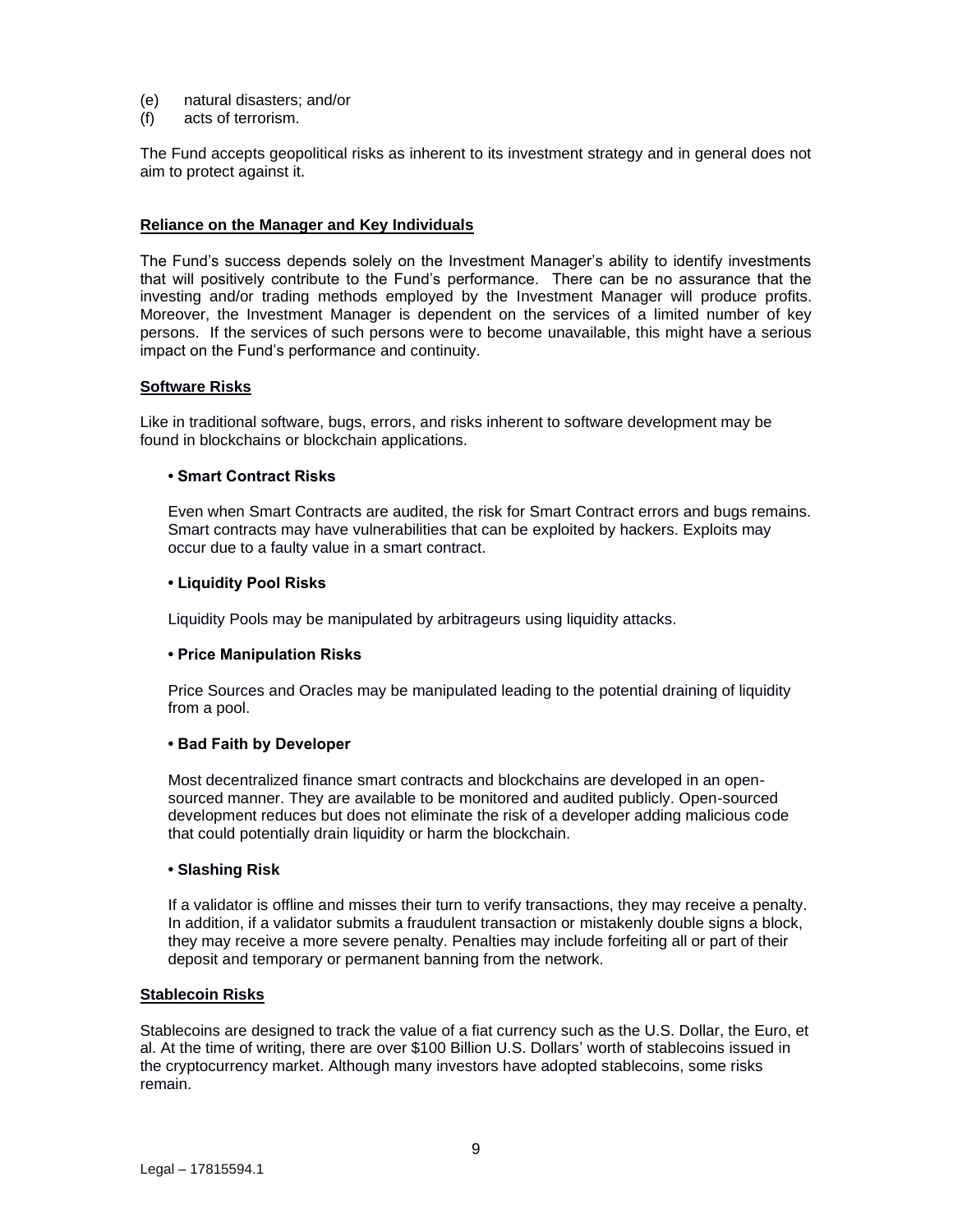(e) natural disasters; and/or
(f) acts of terrorism.

The Fund accepts geopolitical risks as inherent to its investment strategy and in general does not aim to protect against it.

**Reliance on the Manager and Key Individuals**

The Fund's success depends solely on the Investment Manager's ability to identify investments that will positively contribute to the Fund's performance. There can be no assurance that the investing and/or trading methods employed by the Investment Manager will produce profits. Moreover, the Investment Manager is dependent on the services of a limited number of key persons. If the services of such persons were to become unavailable, this might have a serious impact on the Fund's performance and continuity.

**Software Risks**

Like in traditional software, bugs, errors, and risks inherent to software development may be found in blockchains or blockchain applications.

**• Smart Contract Risks**

Even when Smart Contracts are audited, the risk for Smart Contract errors and bugs remains. Smart contracts may have vulnerabilities that can be exploited by hackers. Exploits may occur due to a faulty value in a smart contract.

**• Liquidity Pool Risks**

Liquidity Pools may be manipulated by arbitrageurs using liquidity attacks.

**• Price Manipulation Risks**

Price Sources and Oracles may be manipulated leading to the potential draining of liquidity from a pool.

**• Bad Faith by Developer**

Most decentralized finance smart contracts and blockchains are developed in an open-sourced manner. They are available to be monitored and audited publicly. Open-sourced development reduces but does not eliminate the risk of a developer adding malicious code that could potentially drain liquidity or harm the blockchain.

**• Slashing Risk**

If a validator is offline and misses their turn to verify transactions, they may receive a penalty. In addition, if a validator submits a fraudulent transaction or mistakenly double signs a block, they may receive a more severe penalty. Penalties may include forfeiting all or part of their deposit and temporary or permanent banning from the network.

**Stablecoin Risks**

Stablecoins are designed to track the value of a fiat currency such as the U.S. Dollar, the Euro, et al. At the time of writing, there are over $100 Billion U.S. Dollars' worth of stablecoins issued in the cryptocurrency market. Although many investors have adopted stablecoins, some risks remain.

Legal – 17815594.1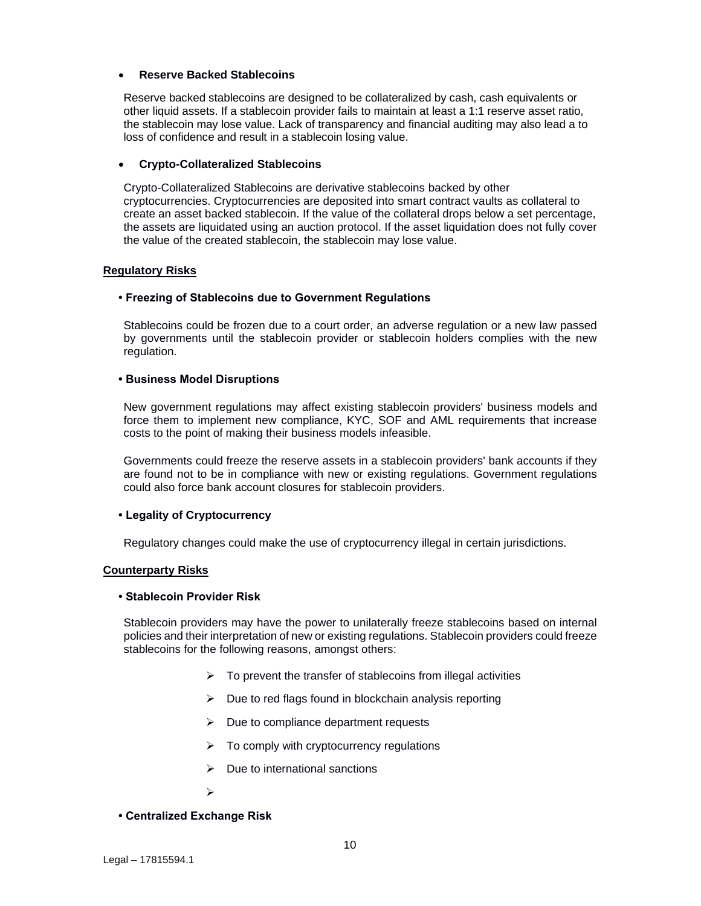- **Reserve Backed Stablecoins**

  Reserve backed stablecoins are designed to be collateralized by cash, cash equivalents or other liquid assets. If a stablecoin provider fails to maintain at least a 1:1 reserve asset ratio, the stablecoin may lose value. Lack of transparency and financial auditing may also lead a to loss of confidence and result in a stablecoin losing value.

- **Crypto-Collateralized Stablecoins**

  Crypto-Collateralized Stablecoins are derivative stablecoins backed by other cryptocurrencies. Cryptocurrencies are deposited into smart contract vaults as collateral to create an asset backed stablecoin. If the value of the collateral drops below a set percentage, the assets are liquidated using an auction protocol. If the asset liquidation does not fully cover the value of the created stablecoin, the stablecoin may lose value.

**Regulatory Risks**

- **Freezing of Stablecoins due to Government Regulations**

  Stablecoins could be frozen due to a court order, an adverse regulation or a new law passed by governments until the stablecoin provider or stablecoin holders complies with the new regulation.

- **Business Model Disruptions**

  New government regulations may affect existing stablecoin providers' business models and force them to implement new compliance, KYC, SOF and AML requirements that increase costs to the point of making their business models infeasible.

  Governments could freeze the reserve assets in a stablecoin providers' bank accounts if they are found not to be in compliance with new or existing regulations. Government regulations could also force bank account closures for stablecoin providers.

- **Legality of Cryptocurrency**

  Regulatory changes could make the use of cryptocurrency illegal in certain jurisdictions.

**Counterparty Risks**

- **Stablecoin Provider Risk**

  Stablecoin providers may have the power to unilaterally freeze stablecoins based on internal policies and their interpretation of new or existing regulations. Stablecoin providers could freeze stablecoins for the following reasons, amongst others:

  - To prevent the transfer of stablecoins from illegal activities
  - Due to red flags found in blockchain analysis reporting
  - Due to compliance department requests
  - To comply with cryptocurrency regulations
  - Due to international sanctions
  -

- **Centralized Exchange Risk**

Legal – 17815594.1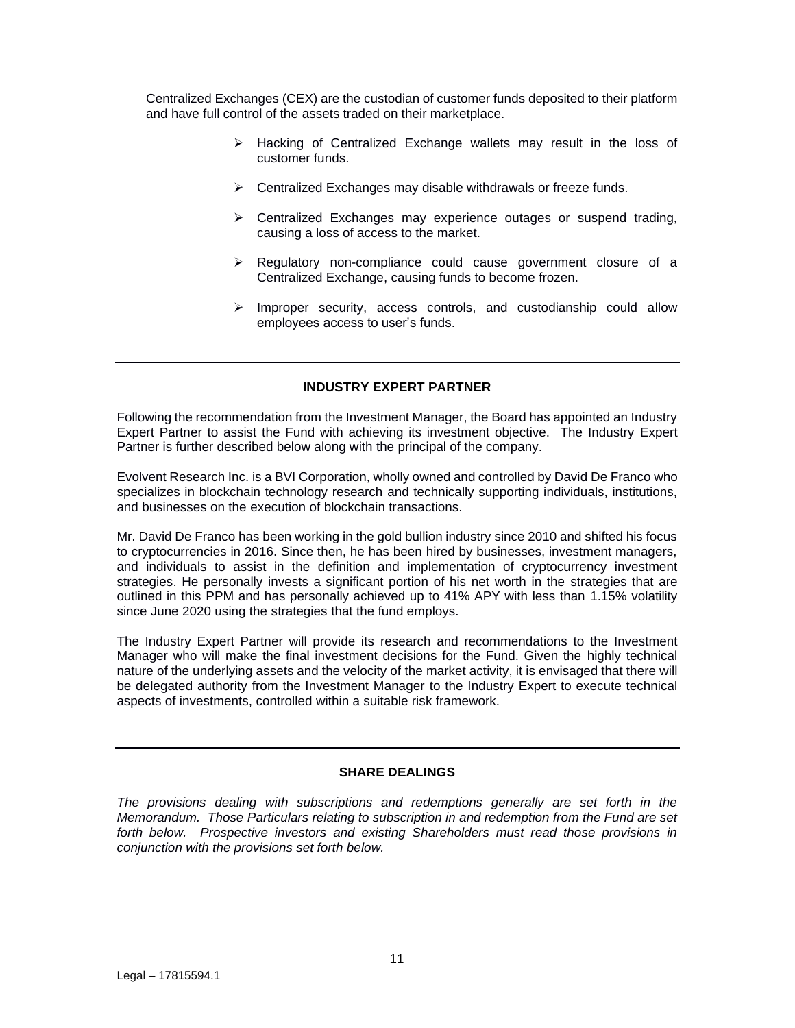Centralized Exchanges (CEX) are the custodian of customer funds deposited to their platform and have full control of the assets traded on their marketplace.

- Hacking of Centralized Exchange wallets may result in the loss of customer funds.
- Centralized Exchanges may disable withdrawals or freeze funds.
- Centralized Exchanges may experience outages or suspend trading, causing a loss of access to the market.
- Regulatory non-compliance could cause government closure of a Centralized Exchange, causing funds to become frozen.
- Improper security, access controls, and custodianship could allow employees access to user's funds.

---

## INDUSTRY EXPERT PARTNER

Following the recommendation from the Investment Manager, the Board has appointed an Industry Expert Partner to assist the Fund with achieving its investment objective. The Industry Expert Partner is further described below along with the principal of the company.

Evolvent Research Inc. is a BVI Corporation, wholly owned and controlled by David De Franco who specializes in blockchain technology research and technically supporting individuals, institutions, and businesses on the execution of blockchain transactions.

Mr. David De Franco has been working in the gold bullion industry since 2010 and shifted his focus to cryptocurrencies in 2016. Since then, he has been hired by businesses, investment managers, and individuals to assist in the definition and implementation of cryptocurrency investment strategies. He personally invests a significant portion of his net worth in the strategies that are outlined in this PPM and has personally achieved up to 41% APY with less than 1.15% volatility since June 2020 using the strategies that the fund employs.

The Industry Expert Partner will provide its research and recommendations to the Investment Manager who will make the final investment decisions for the Fund. Given the highly technical nature of the underlying assets and the velocity of the market activity, it is envisaged that there will be delegated authority from the Investment Manager to the Industry Expert to execute technical aspects of investments, controlled within a suitable risk framework.

---

## SHARE DEALINGS

*The provisions dealing with subscriptions and redemptions generally are set forth in the Memorandum. Those Particulars relating to subscription in and redemption from the Fund are set forth below. Prospective investors and existing Shareholders must read those provisions in conjunction with the provisions set forth below.*

Legal – 17815594.1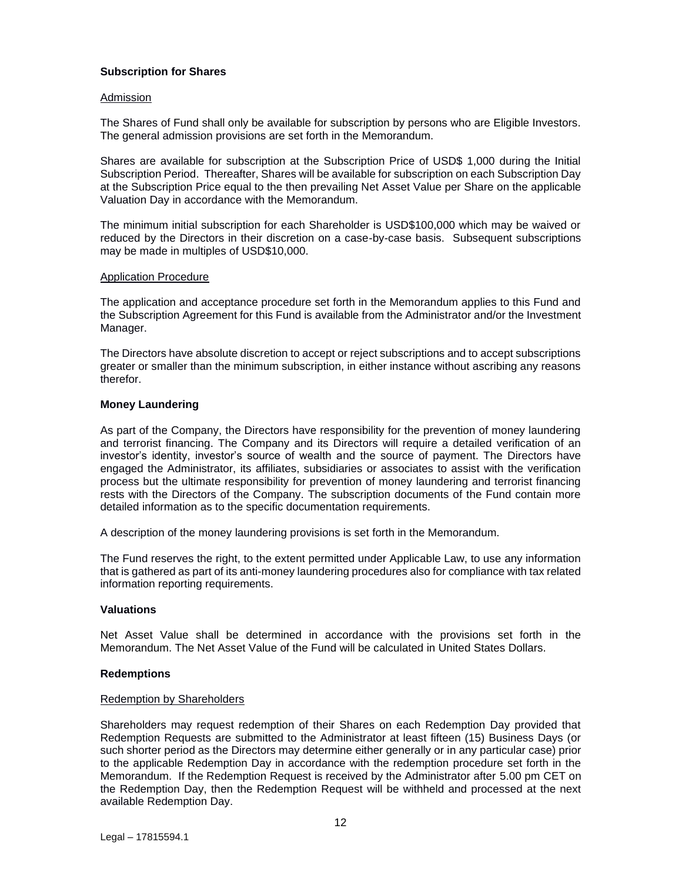## Subscription for Shares

### Admission

The Shares of Fund shall only be available for subscription by persons who are Eligible Investors. The general admission provisions are set forth in the Memorandum.

Shares are available for subscription at the Subscription Price of USD$ 1,000 during the Initial Subscription Period. Thereafter, Shares will be available for subscription on each Subscription Day at the Subscription Price equal to the then prevailing Net Asset Value per Share on the applicable Valuation Day in accordance with the Memorandum.

The minimum initial subscription for each Shareholder is USD$100,000 which may be waived or reduced by the Directors in their discretion on a case-by-case basis. Subsequent subscriptions may be made in multiples of USD$10,000.

### Application Procedure

The application and acceptance procedure set forth in the Memorandum applies to this Fund and the Subscription Agreement for this Fund is available from the Administrator and/or the Investment Manager.

The Directors have absolute discretion to accept or reject subscriptions and to accept subscriptions greater or smaller than the minimum subscription, in either instance without ascribing any reasons therefor.

## Money Laundering

As part of the Company, the Directors have responsibility for the prevention of money laundering and terrorist financing. The Company and its Directors will require a detailed verification of an investor's identity, investor's source of wealth and the source of payment. The Directors have engaged the Administrator, its affiliates, subsidiaries or associates to assist with the verification process but the ultimate responsibility for prevention of money laundering and terrorist financing rests with the Directors of the Company. The subscription documents of the Fund contain more detailed information as to the specific documentation requirements.

A description of the money laundering provisions is set forth in the Memorandum.

The Fund reserves the right, to the extent permitted under Applicable Law, to use any information that is gathered as part of its anti-money laundering procedures also for compliance with tax related information reporting requirements.

## Valuations

Net Asset Value shall be determined in accordance with the provisions set forth in the Memorandum. The Net Asset Value of the Fund will be calculated in United States Dollars.

## Redemptions

### Redemption by Shareholders

Shareholders may request redemption of their Shares on each Redemption Day provided that Redemption Requests are submitted to the Administrator at least fifteen (15) Business Days (or such shorter period as the Directors may determine either generally or in any particular case) prior to the applicable Redemption Day in accordance with the redemption procedure set forth in the Memorandum. If the Redemption Request is received by the Administrator after 5.00 pm CET on the Redemption Day, then the Redemption Request will be withheld and processed at the next available Redemption Day.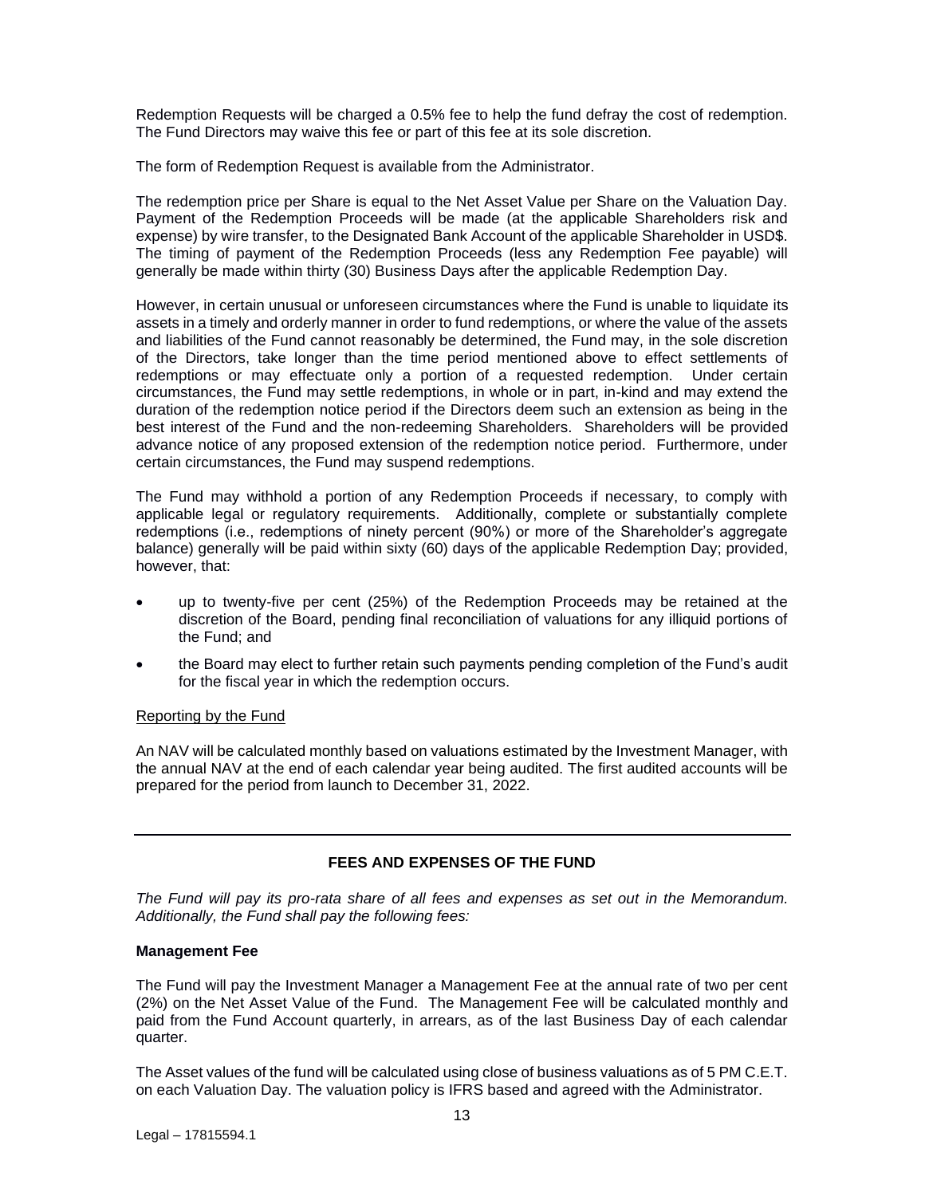Redemption Requests will be charged a 0.5% fee to help the fund defray the cost of redemption. The Fund Directors may waive this fee or part of this fee at its sole discretion.

The form of Redemption Request is available from the Administrator.

The redemption price per Share is equal to the Net Asset Value per Share on the Valuation Day. Payment of the Redemption Proceeds will be made (at the applicable Shareholders risk and expense) by wire transfer, to the Designated Bank Account of the applicable Shareholder in USD$. The timing of payment of the Redemption Proceeds (less any Redemption Fee payable) will generally be made within thirty (30) Business Days after the applicable Redemption Day.

However, in certain unusual or unforeseen circumstances where the Fund is unable to liquidate its assets in a timely and orderly manner in order to fund redemptions, or where the value of the assets and liabilities of the Fund cannot reasonably be determined, the Fund may, in the sole discretion of the Directors, take longer than the time period mentioned above to effect settlements of redemptions or may effectuate only a portion of a requested redemption. Under certain circumstances, the Fund may settle redemptions, in whole or in part, in-kind and may extend the duration of the redemption notice period if the Directors deem such an extension as being in the best interest of the Fund and the non-redeeming Shareholders. Shareholders will be provided advance notice of any proposed extension of the redemption notice period. Furthermore, under certain circumstances, the Fund may suspend redemptions.

The Fund may withhold a portion of any Redemption Proceeds if necessary, to comply with applicable legal or regulatory requirements. Additionally, complete or substantially complete redemptions (i.e., redemptions of ninety percent (90%) or more of the Shareholder's aggregate balance) generally will be paid within sixty (60) days of the applicable Redemption Day; provided, however, that:

- up to twenty-five per cent (25%) of the Redemption Proceeds may be retained at the discretion of the Board, pending final reconciliation of valuations for any illiquid portions of the Fund; and
- the Board may elect to further retain such payments pending completion of the Fund's audit for the fiscal year in which the redemption occurs.

Reporting by the Fund

An NAV will be calculated monthly based on valuations estimated by the Investment Manager, with the annual NAV at the end of each calendar year being audited. The first audited accounts will be prepared for the period from launch to December 31, 2022.

## FEES AND EXPENSES OF THE FUND

*The Fund will pay its pro-rata share of all fees and expenses as set out in the Memorandum. Additionally, the Fund shall pay the following fees:*

**Management Fee**

The Fund will pay the Investment Manager a Management Fee at the annual rate of two per cent (2%) on the Net Asset Value of the Fund. The Management Fee will be calculated monthly and paid from the Fund Account quarterly, in arrears, as of the last Business Day of each calendar quarter.

The Asset values of the fund will be calculated using close of business valuations as of 5 PM C.E.T. on each Valuation Day. The valuation policy is IFRS based and agreed with the Administrator.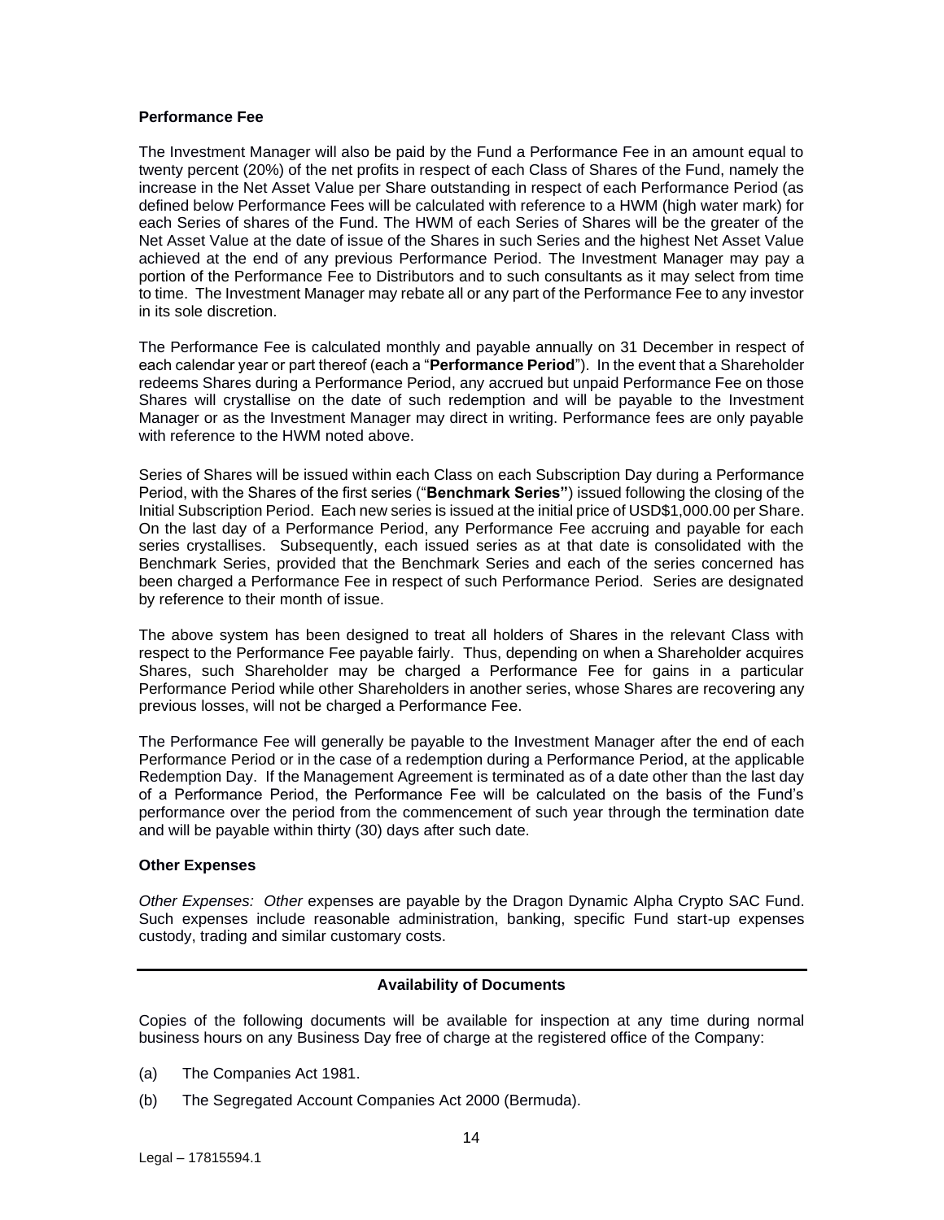**Performance Fee**

The Investment Manager will also be paid by the Fund a Performance Fee in an amount equal to twenty percent (20%) of the net profits in respect of each Class of Shares of the Fund, namely the increase in the Net Asset Value per Share outstanding in respect of each Performance Period (as defined below Performance Fees will be calculated with reference to a HWM (high water mark) for each Series of shares of the Fund. The HWM of each Series of Shares will be the greater of the Net Asset Value at the date of issue of the Shares in such Series and the highest Net Asset Value achieved at the end of any previous Performance Period. The Investment Manager may pay a portion of the Performance Fee to Distributors and to such consultants as it may select from time to time. The Investment Manager may rebate all or any part of the Performance Fee to any investor in its sole discretion.

The Performance Fee is calculated monthly and payable annually on 31 December in respect of each calendar year or part thereof (each a "**Performance Period**"). In the event that a Shareholder redeems Shares during a Performance Period, any accrued but unpaid Performance Fee on those Shares will crystallise on the date of such redemption and will be payable to the Investment Manager or as the Investment Manager may direct in writing. Performance fees are only payable with reference to the HWM noted above.

Series of Shares will be issued within each Class on each Subscription Day during a Performance Period, with the Shares of the first series ("**Benchmark Series"**) issued following the closing of the Initial Subscription Period. Each new series is issued at the initial price of USD$1,000.00 per Share. On the last day of a Performance Period, any Performance Fee accruing and payable for each series crystallises. Subsequently, each issued series as at that date is consolidated with the Benchmark Series, provided that the Benchmark Series and each of the series concerned has been charged a Performance Fee in respect of such Performance Period. Series are designated by reference to their month of issue.

The above system has been designed to treat all holders of Shares in the relevant Class with respect to the Performance Fee payable fairly. Thus, depending on when a Shareholder acquires Shares, such Shareholder may be charged a Performance Fee for gains in a particular Performance Period while other Shareholders in another series, whose Shares are recovering any previous losses, will not be charged a Performance Fee.

The Performance Fee will generally be payable to the Investment Manager after the end of each Performance Period or in the case of a redemption during a Performance Period, at the applicable Redemption Day. If the Management Agreement is terminated as of a date other than the last day of a Performance Period, the Performance Fee will be calculated on the basis of the Fund's performance over the period from the commencement of such year through the termination date and will be payable within thirty (30) days after such date.

**Other Expenses**

*Other Expenses: Other* expenses are payable by the Dragon Dynamic Alpha Crypto SAC Fund. Such expenses include reasonable administration, banking, specific Fund start-up expenses custody, trading and similar customary costs.

---

**Availability of Documents**

Copies of the following documents will be available for inspection at any time during normal business hours on any Business Day free of charge at the registered office of the Company:

(a) The Companies Act 1981.

(b) The Segregated Account Companies Act 2000 (Bermuda).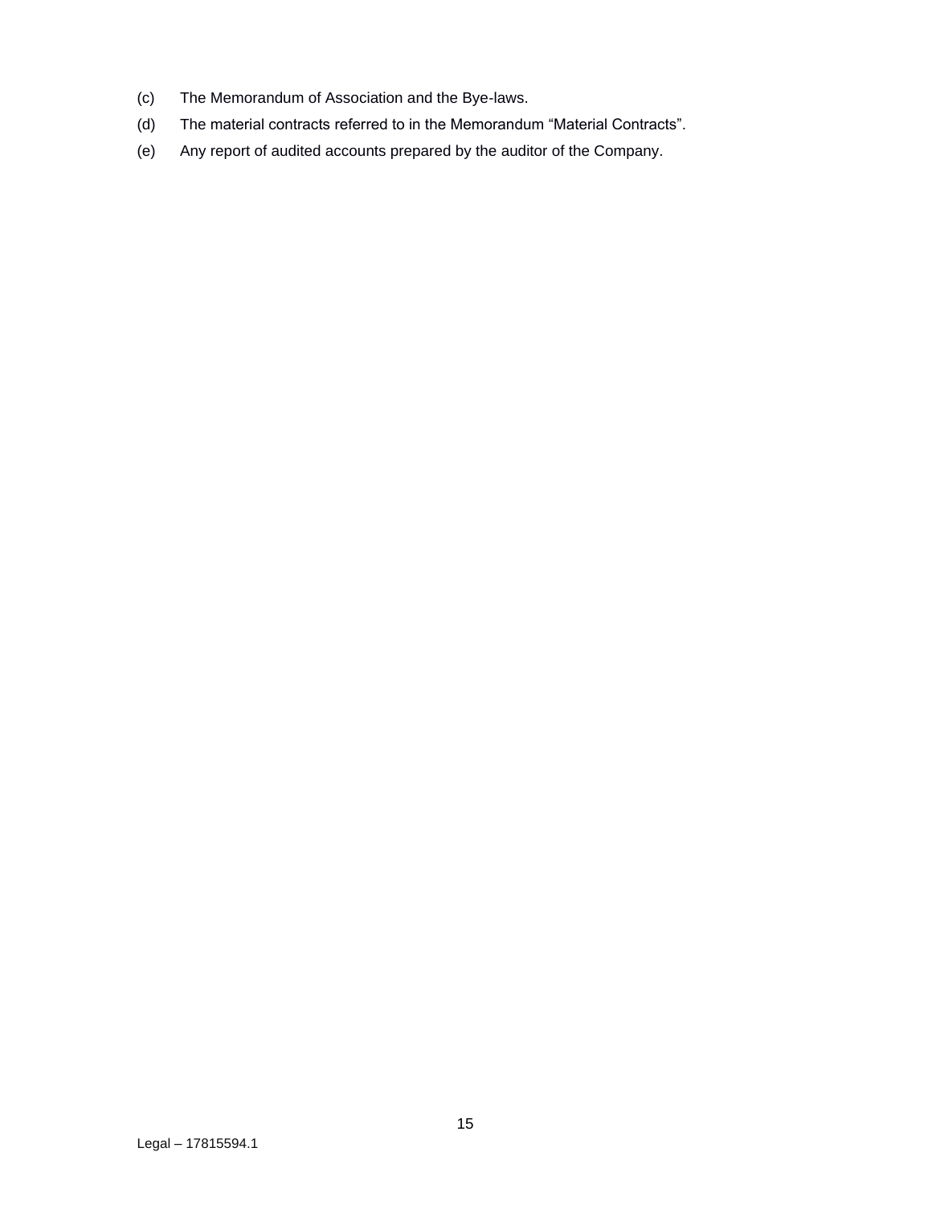(c) The Memorandum of Association and the Bye-laws.

(d) The material contracts referred to in the Memorandum "Material Contracts".

(e) Any report of audited accounts prepared by the auditor of the Company.